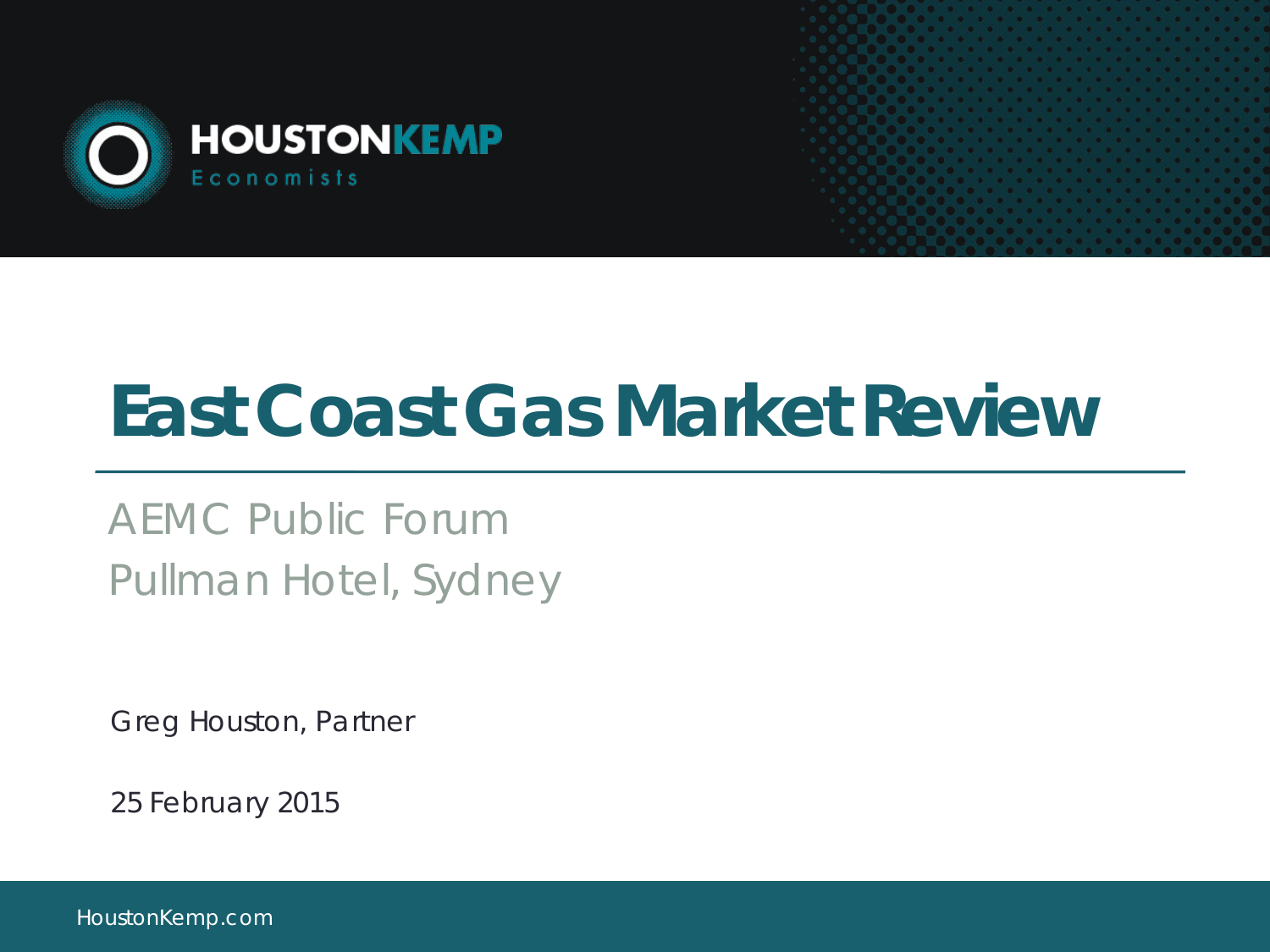HOUSTONKEMP
Economists

# East Coast Gas Market Review

AEMC Public Forum
Pullman Hotel, Sydney

Greg Houston, Partner

25 February 2015

HoustonKemp.com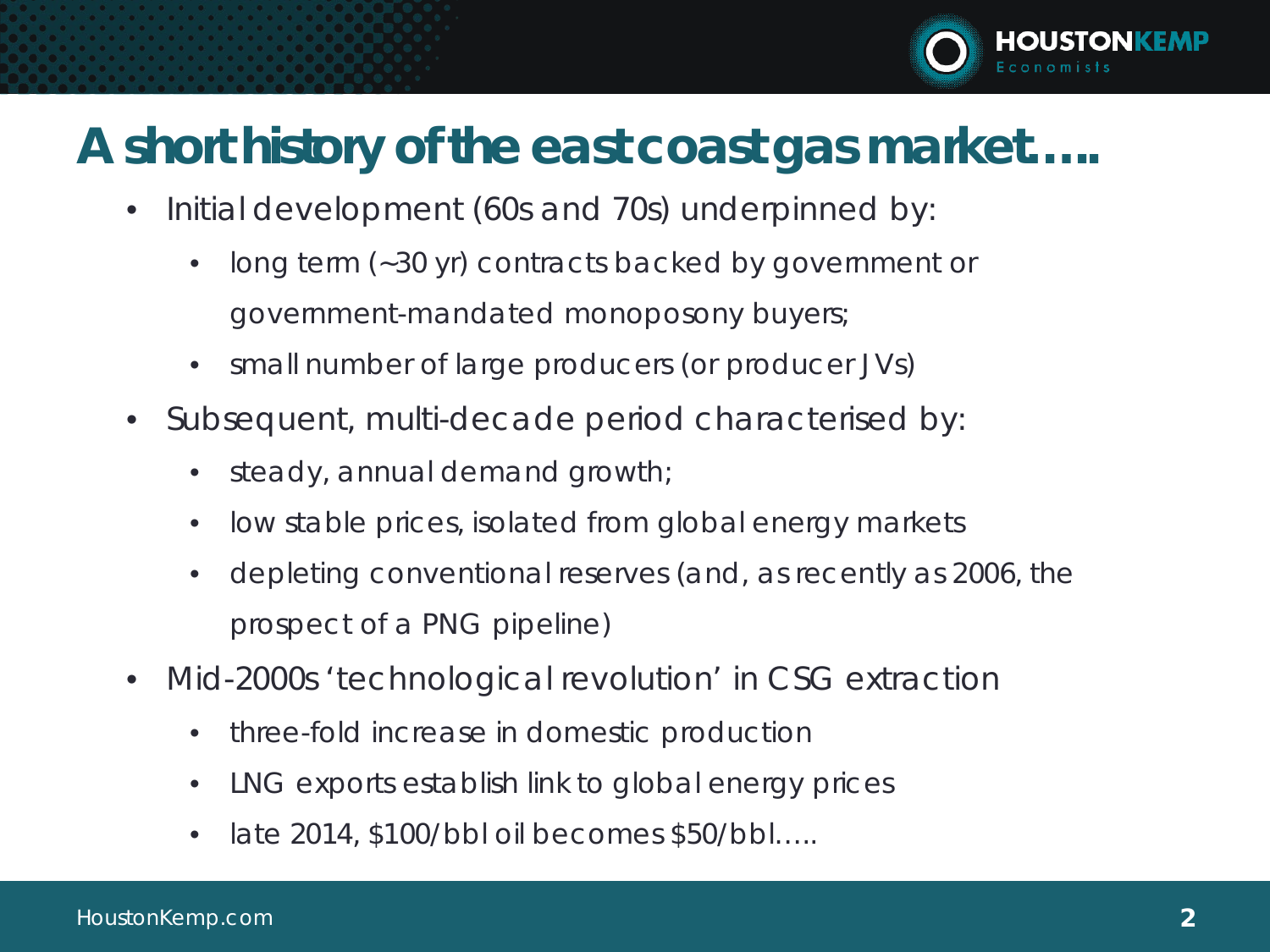# A short history of the east coast gas market…..

- Initial development (60s and 70s) underpinned by:
  - long term (~30 yr) contracts backed by government or government-mandated monoposony buyers;
  - small number of large producers (or producer JVs)
- Subsequent, multi-decade period characterised by:
  - steady, annual demand growth;
  - low stable prices, isolated from global energy markets
  - depleting conventional reserves (and, as recently as 2006, the prospect of a PNG pipeline)
- Mid-2000s 'technological revolution' in CSG extraction
  - three-fold increase in domestic production
  - LNG exports establish link to global energy prices
  - late 2014, $100/bbl oil becomes $50/bbl…..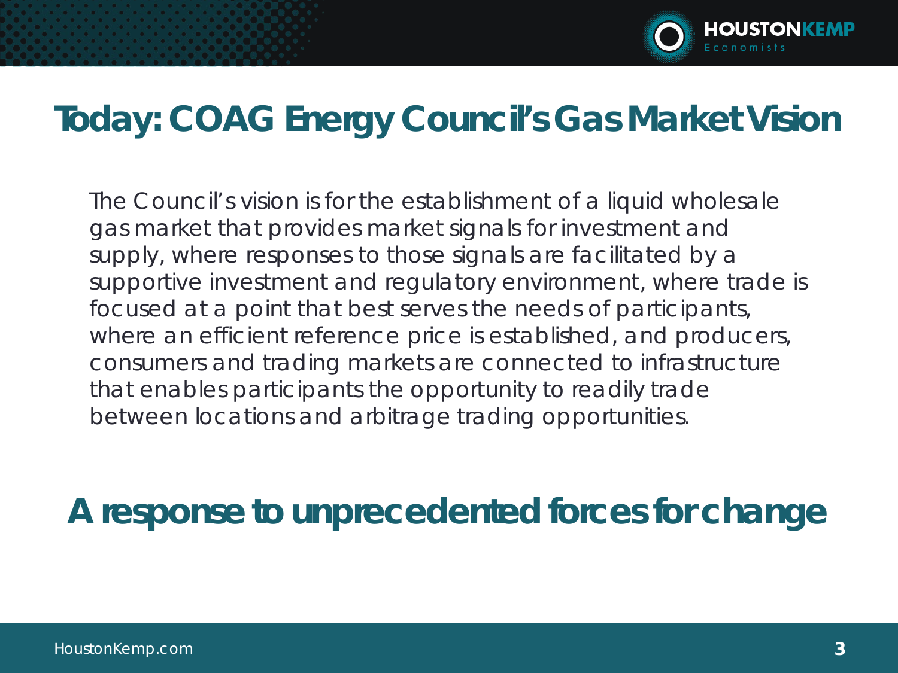# Today: COAG Energy Council's Gas Market Vision

The Council's vision is for the establishment of a liquid wholesale gas market that provides market signals for investment and supply, where responses to those signals are facilitated by a supportive investment and regulatory environment, where trade is focused at a point that best serves the needs of participants, where an efficient reference price is established, and producers, consumers and trading markets are connected to infrastructure that enables participants the opportunity to readily trade between locations and arbitrage trading opportunities.

## A response to unprecedented forces for change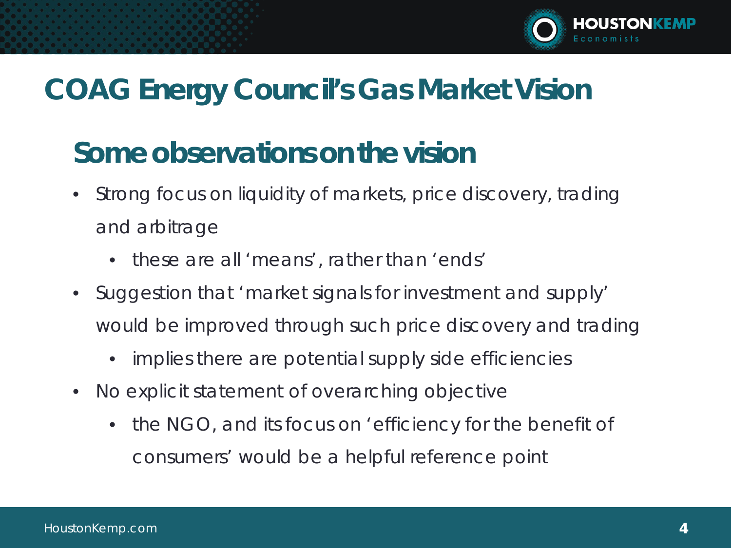# COAG Energy Council's Gas Market Vision

## Some observations on the vision

- Strong focus on liquidity of markets, price discovery, trading and arbitrage
  - these are all 'means', rather than 'ends'
- Suggestion that 'market signals for investment and supply' would be improved through such price discovery and trading
  - implies there are potential supply side efficiencies
- No explicit statement of overarching objective
  - the NGO, and its focus on 'efficiency for the benefit of consumers' would be a helpful reference point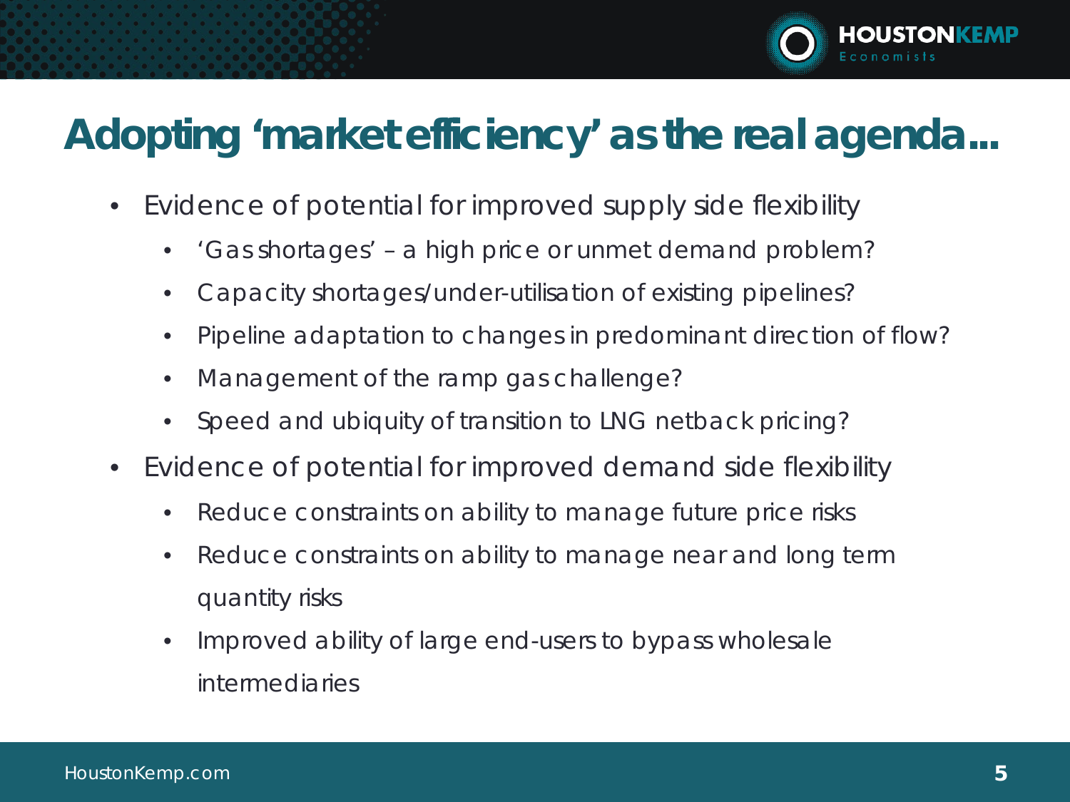# Adopting 'market efficiency' as the real agenda...

- Evidence of potential for improved supply side flexibility
  - 'Gas shortages' – a high price or unmet demand problem?
  - Capacity shortages/under-utilisation of existing pipelines?
  - Pipeline adaptation to changes in predominant direction of flow?
  - Management of the ramp gas challenge?
  - Speed and ubiquity of transition to LNG netback pricing?
- Evidence of potential for improved demand side flexibility
  - Reduce constraints on ability to manage future price risks
  - Reduce constraints on ability to manage near and long term quantity risks
  - Improved ability of large end-users to bypass wholesale intermediaries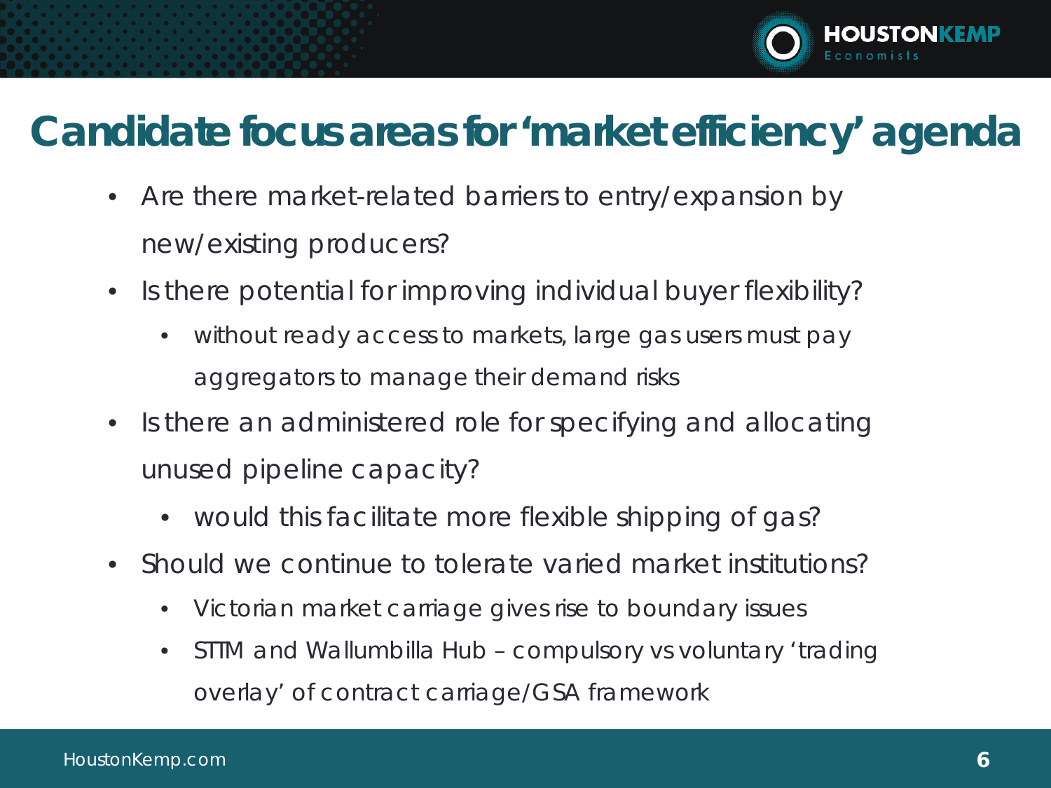# Candidate focus areas for 'market efficiency' agenda

- Are there market-related barriers to entry/expansion by new/existing producers?
- Is there potential for improving individual buyer flexibility?
  - without ready access to markets, large gas users must pay aggregators to manage their demand risks
- Is there an administered role for specifying and allocating unused pipeline capacity?
  - would this facilitate more flexible shipping of gas?
- Should we continue to tolerate varied market institutions?
  - Victorian market carriage gives rise to boundary issues
  - STTM and Wallumbilla Hub – compulsory vs voluntary 'trading overlay' of contract carriage/GSA framework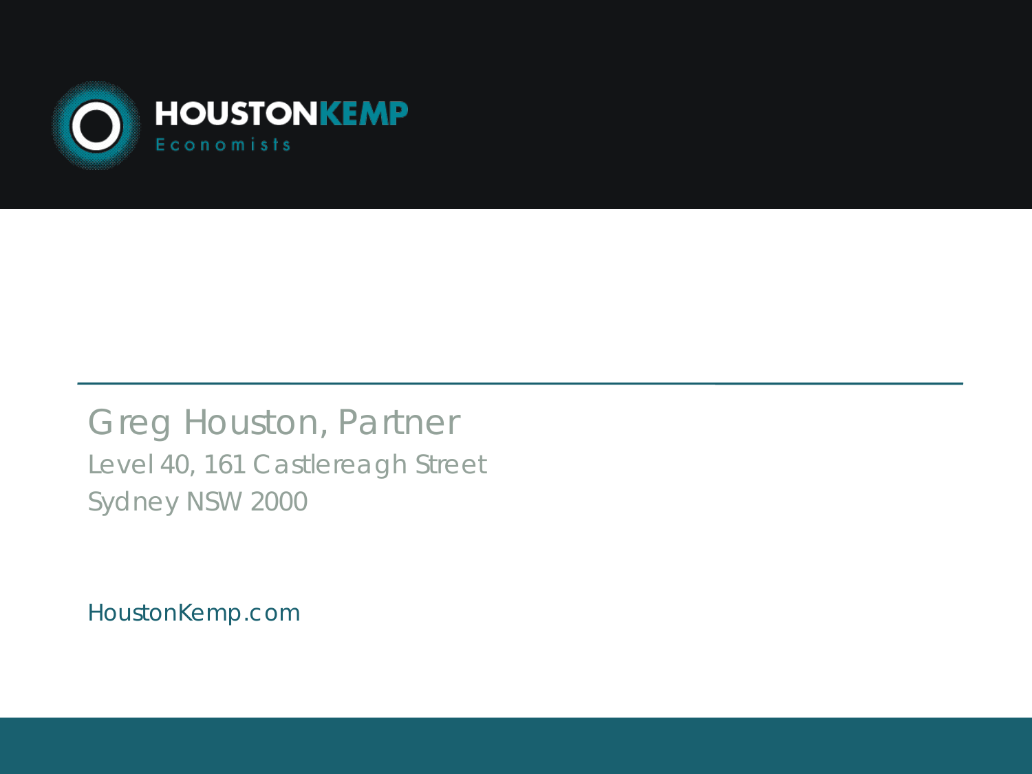HOUSTONKEMP
Economists

Greg Houston, Partner

Level 40, 161 Castlereagh Street

Sydney NSW 2000

HoustonKemp.com